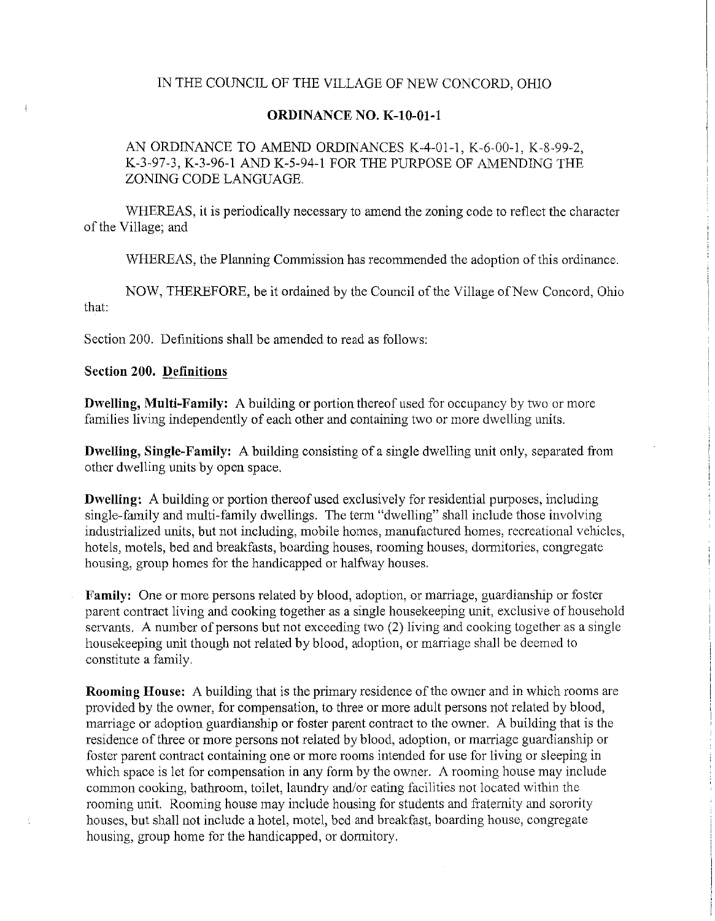IN THE COUNCIL OF THE VILLAGE OF NEW CONCORD, OHIO

**ORDINANCE NO. K-10-01-1**

AN ORDINANCE TO AMEND ORDINANCES K-4-01-1, K-6-00-1, K-8-99-2, K-3-97-3, K-3-96-1 AND K-5-94-1 FOR THE PURPOSE OF AMENDING THE ZONING CODE LANGUAGE.

WHEREAS, it is periodically necessary to amend the zoning code to reflect the character of the Village; and

WHEREAS, the Planning Commission has recommended the adoption of this ordinance.

NOW, THEREFORE, be it ordained by the Council of the Village of New Concord, Ohio that:

Section 200. Definitions shall be amended to read as follows:

**Section 200. Definitions**

**Dwelling, Multi-Family:** A building or portion thereof used for occupancy by two or more families living independently of each other and containing two or more dwelling units.

**Dwelling, Single-Family:** A building consisting of a single dwelling unit only, separated from other dwelling units by open space.

**Dwelling:** A building or portion thereof used exclusively for residential purposes, including single-family and multi-family dwellings. The term "dwelling" shall include those involving industrialized units, but not including, mobile homes, manufactured homes, recreational vehicles, hotels, motels, bed and breakfasts, boarding houses, rooming houses, dormitories, congregate housing, group homes for the handicapped or halfway houses.

**Family:** One or more persons related by blood, adoption, or marriage, guardianship or foster parent contract living and cooking together as a single housekeeping unit, exclusive of household servants. A number of persons but not exceeding two (2) living and cooking together as a single housekeeping unit though not related by blood, adoption, or marriage shall be deemed to constitute a family.

**Rooming House:** A building that is the primary residence of the owner and in which rooms are provided by the owner, for compensation, to three or more adult persons not related by blood, marriage or adoption guardianship or foster parent contract to the owner. A building that is the residence of three or more persons not related by blood, adoption, or marriage guardianship or foster parent contract containing one or more rooms intended for use for living or sleeping in which space is let for compensation in any form by the owner. A rooming house may include common cooking, bathroom, toilet, laundry and/or eating facilities not located within the rooming unit. Rooming house may include housing for students and fraternity and sorority houses, but shall not include a hotel, motel, bed and breakfast, boarding house, congregate housing, group home for the handicapped, or dormitory.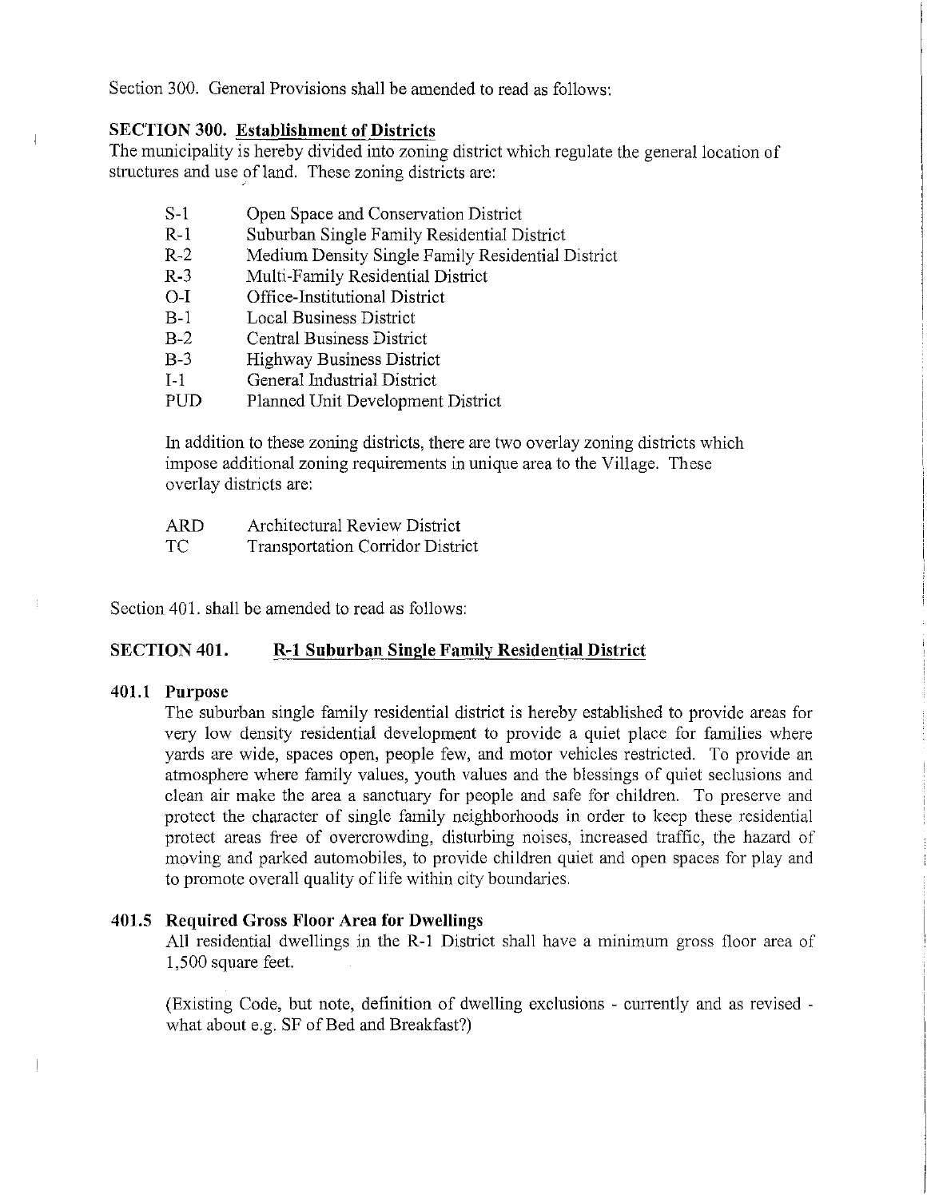Section 300. General Provisions shall be amended to read as follows:

**SECTION 300. Establishment of Districts**

The municipality is hereby divided into zoning district which regulate the general location of structures and use of land. These zoning districts are:

| | |
|---|---|
| S-1 | Open Space and Conservation District |
| R-1 | Suburban Single Family Residential District |
| R-2 | Medium Density Single Family Residential District |
| R-3 | Multi-Family Residential District |
| O-I | Office-Institutional District |
| B-1 | Local Business District |
| B-2 | Central Business District |
| B-3 | Highway Business District |
| I-1 | General Industrial District |
| PUD | Planned Unit Development District |

In addition to these zoning districts, there are two overlay zoning districts which impose additional zoning requirements in unique area to the Village. These overlay districts are:

| | |
|---|---|
| ARD | Architectural Review District |
| TC | Transportation Corridor District |

Section 401. shall be amended to read as follows:

## SECTION 401. R-1 Suburban Single Family Residential District

### 401.1 Purpose

The suburban single family residential district is hereby established to provide areas for very low density residential development to provide a quiet place for families where yards are wide, spaces open, people few, and motor vehicles restricted. To provide an atmosphere where family values, youth values and the blessings of quiet seclusions and clean air make the area a sanctuary for people and safe for children. To preserve and protect the character of single family neighborhoods in order to keep these residential protect areas free of overcrowding, disturbing noises, increased traffic, the hazard of moving and parked automobiles, to provide children quiet and open spaces for play and to promote overall quality of life within city boundaries.

### 401.5 Required Gross Floor Area for Dwellings

All residential dwellings in the R-1 District shall have a minimum gross floor area of 1,500 square feet.

(Existing Code, but note, definition of dwelling exclusions - currently and as revised - what about e.g. SF of Bed and Breakfast?)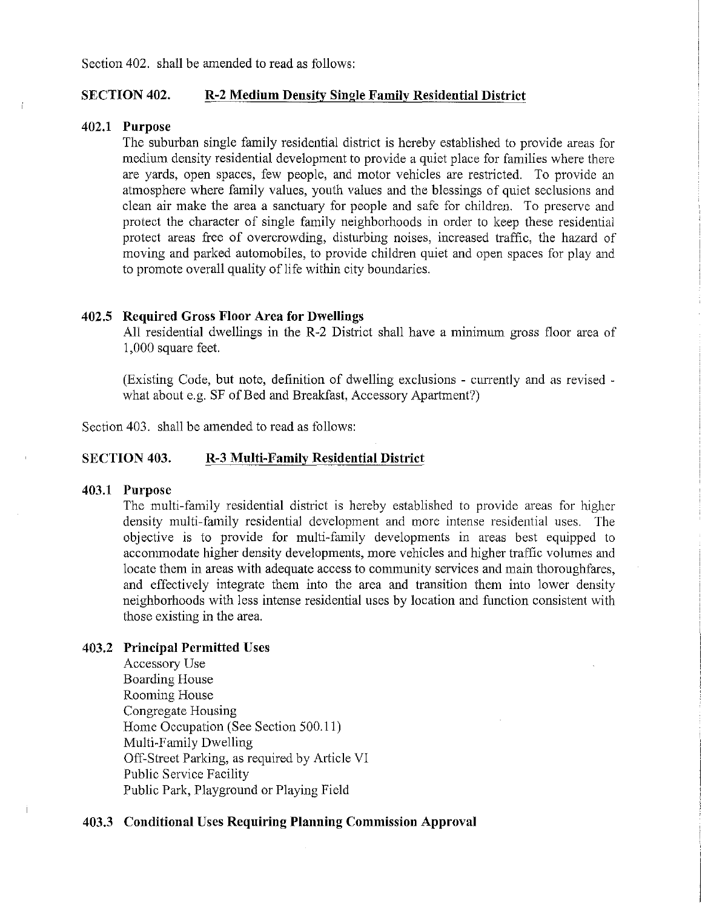Section 402. shall be amended to read as follows:

## SECTION 402. R-2 Medium Density Single Family Residential District

### 402.1 Purpose

The suburban single family residential district is hereby established to provide areas for medium density residential development to provide a quiet place for families where there are yards, open spaces, few people, and motor vehicles are restricted. To provide an atmosphere where family values, youth values and the blessings of quiet seclusions and clean air make the area a sanctuary for people and safe for children. To preserve and protect the character of single family neighborhoods in order to keep these residential protect areas free of overcrowding, disturbing noises, increased traffic, the hazard of moving and parked automobiles, to provide children quiet and open spaces for play and to promote overall quality of life within city boundaries.

### 402.5 Required Gross Floor Area for Dwellings

All residential dwellings in the R-2 District shall have a minimum gross floor area of 1,000 square feet.

(Existing Code, but note, definition of dwelling exclusions - currently and as revised - what about e.g. SF of Bed and Breakfast, Accessory Apartment?)

Section 403. shall be amended to read as follows:

## SECTION 403. R-3 Multi-Family Residential District

### 403.1 Purpose

The multi-family residential district is hereby established to provide areas for higher density multi-family residential development and more intense residential uses. The objective is to provide for multi-family developments in areas best equipped to accommodate higher density developments, more vehicles and higher traffic volumes and locate them in areas with adequate access to community services and main thoroughfares, and effectively integrate them into the area and transition them into lower density neighborhoods with less intense residential uses by location and function consistent with those existing in the area.

### 403.2 Principal Permitted Uses

Accessory Use
Boarding House
Rooming House
Congregate Housing
Home Occupation (See Section 500.11)
Multi-Family Dwelling
Off-Street Parking, as required by Article VI
Public Service Facility
Public Park, Playground or Playing Field

### 403.3 Conditional Uses Requiring Planning Commission Approval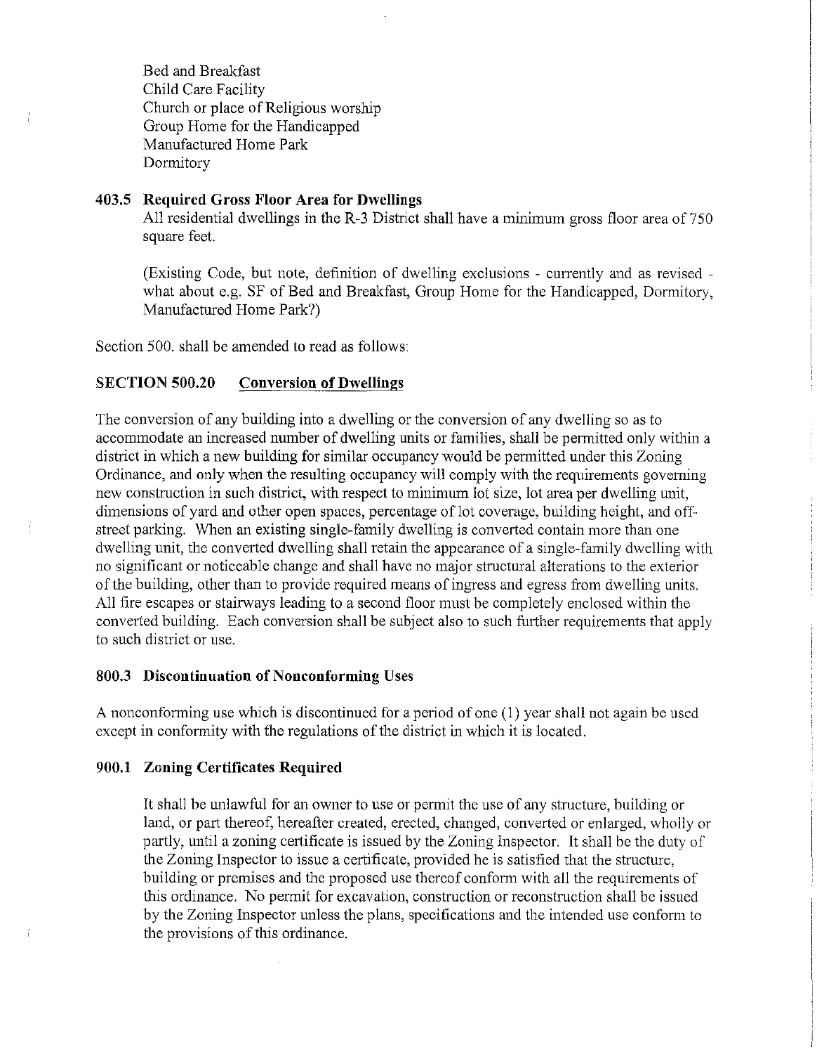Bed and Breakfast
Child Care Facility
Church or place of Religious worship
Group Home for the Handicapped
Manufactured Home Park
Dormitory

### 403.5 Required Gross Floor Area for Dwellings

All residential dwellings in the R-3 District shall have a minimum gross floor area of 750 square feet.

(Existing Code, but note, definition of dwelling exclusions - currently and as revised - what about e.g. SF of Bed and Breakfast, Group Home for the Handicapped, Dormitory, Manufactured Home Park?)

Section 500. shall be amended to read as follows:

### SECTION 500.20 Conversion of Dwellings

The conversion of any building into a dwelling or the conversion of any dwelling so as to accommodate an increased number of dwelling units or families, shall be permitted only within a district in which a new building for similar occupancy would be permitted under this Zoning Ordinance, and only when the resulting occupancy will comply with the requirements governing new construction in such district, with respect to minimum lot size, lot area per dwelling unit, dimensions of yard and other open spaces, percentage of lot coverage, building height, and off-street parking. When an existing single-family dwelling is converted contain more than one dwelling unit, the converted dwelling shall retain the appearance of a single-family dwelling with no significant or noticeable change and shall have no major structural alterations to the exterior of the building, other than to provide required means of ingress and egress from dwelling units. All fire escapes or stairways leading to a second floor must be completely enclosed within the converted building. Each conversion shall be subject also to such further requirements that apply to such district or use.

### 800.3 Discontinuation of Nonconforming Uses

A nonconforming use which is discontinued for a period of one (1) year shall not again be used except in conformity with the regulations of the district in which it is located.

### 900.1 Zoning Certificates Required

It shall be unlawful for an owner to use or permit the use of any structure, building or land, or part thereof, hereafter created, erected, changed, converted or enlarged, wholly or partly, until a zoning certificate is issued by the Zoning Inspector. It shall be the duty of the Zoning Inspector to issue a certificate, provided he is satisfied that the structure, building or premises and the proposed use thereof conform with all the requirements of this ordinance. No permit for excavation, construction or reconstruction shall be issued by the Zoning Inspector unless the plans, specifications and the intended use conform to the provisions of this ordinance.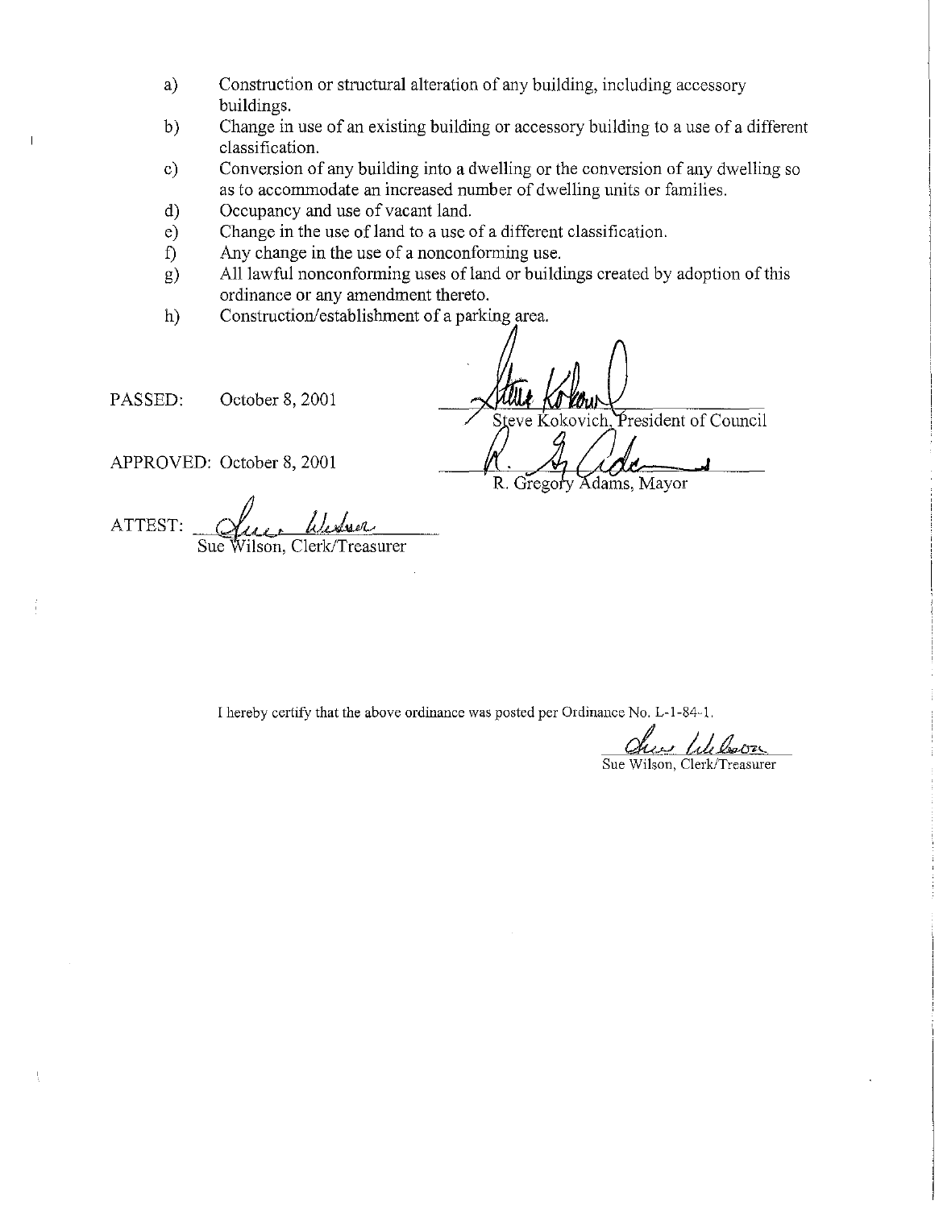a) Construction or structural alteration of any building, including accessory buildings.
b) Change in use of an existing building or accessory building to a use of a different classification.
c) Conversion of any building into a dwelling or the conversion of any dwelling so as to accommodate an increased number of dwelling units or families.
d) Occupancy and use of vacant land.
e) Change in the use of land to a use of a different classification.
f) Any change in the use of a nonconforming use.
g) All lawful nonconforming uses of land or buildings created by adoption of this ordinance or any amendment thereto.
h) Construction/establishment of a parking area.

PASSED: October 8, 2001

Steve Kokovich, President of Council

APPROVED: October 8, 2001

R. Gregory Adams, Mayor

ATTEST:

Sue Wilson, Clerk/Treasurer

I hereby certify that the above ordinance was posted per Ordinance No. L-1-84-1.

Sue Wilson, Clerk/Treasurer